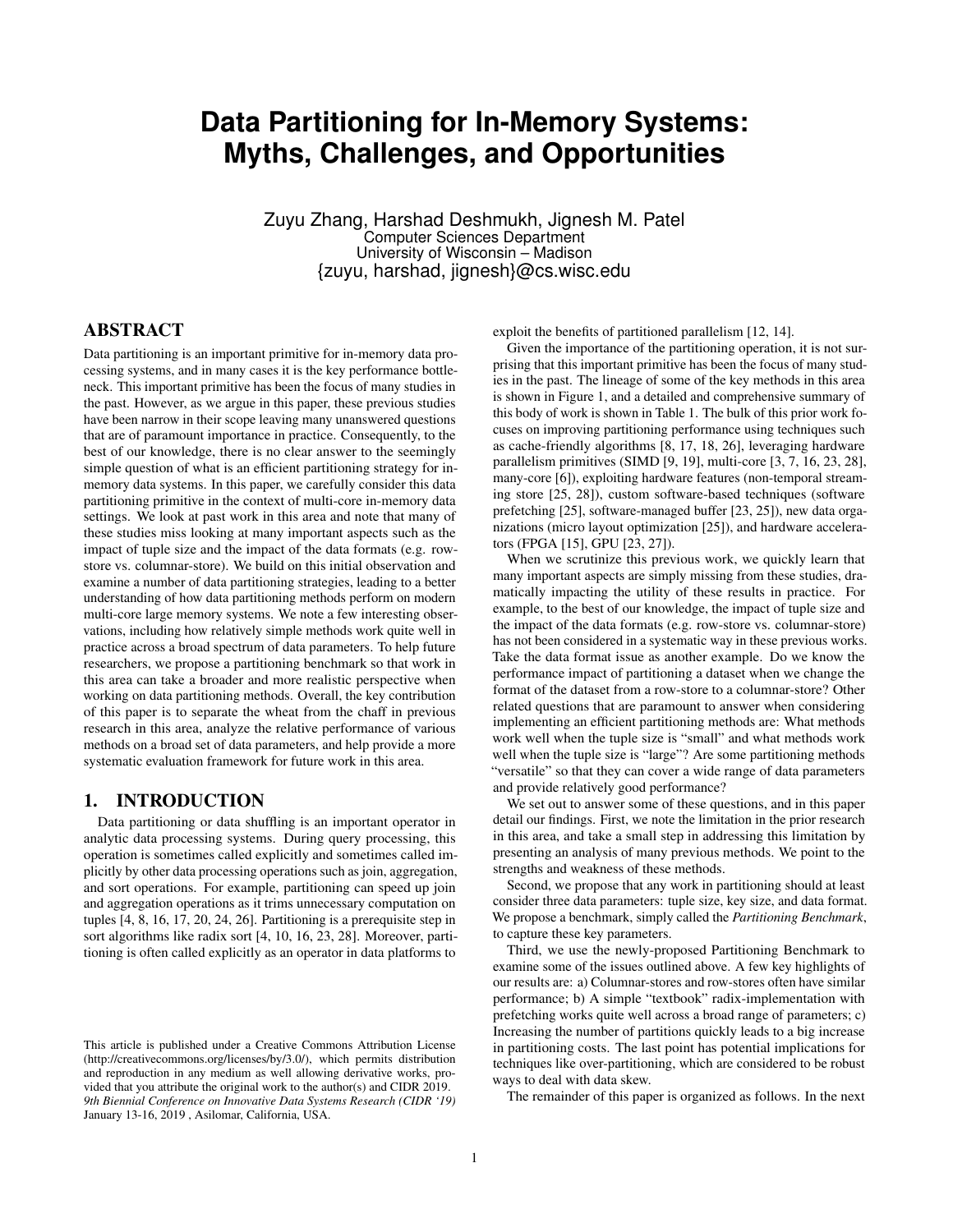# Data Partitioning for In-Memory Systems: Myths, Challenges, and Opportunities

Zuyu Zhang, Harshad Deshmukh, Jignesh M. Patel
Computer Sciences Department
University of Wisconsin – Madison
{zuyu, harshad, jignesh}@cs.wisc.edu

## ABSTRACT

Data partitioning is an important primitive for in-memory data processing systems, and in many cases it is the key performance bottleneck. This important primitive has been the focus of many studies in the past. However, as we argue in this paper, these previous studies have been narrow in their scope leaving many unanswered questions that are of paramount importance in practice. Consequently, to the best of our knowledge, there is no clear answer to the seemingly simple question of what is an efficient partitioning strategy for in-memory data systems. In this paper, we carefully consider this data partitioning primitive in the context of multi-core in-memory data settings. We look at past work in this area and note that many of these studies miss looking at many important aspects such as the impact of tuple size and the impact of the data formats (e.g. row-store vs. columnar-store). We build on this initial observation and examine a number of data partitioning strategies, leading to a better understanding of how data partitioning methods perform on modern multi-core large memory systems. We note a few interesting observations, including how relatively simple methods work quite well in practice across a broad spectrum of data parameters. To help future researchers, we propose a partitioning benchmark so that work in this area can take a broader and more realistic perspective when working on data partitioning methods. Overall, the key contribution of this paper is to separate the wheat from the chaff in previous research in this area, analyze the relative performance of various methods on a broad set of data parameters, and help provide a more systematic evaluation framework for future work in this area.

## 1. INTRODUCTION

Data partitioning or data shuffling is an important operator in analytic data processing systems. During query processing, this operation is sometimes called explicitly and sometimes called implicitly by other data processing operations such as join, aggregation, and sort operations. For example, partitioning can speed up join and aggregation operations as it trims unnecessary computation on tuples [4, 8, 16, 17, 20, 24, 26]. Partitioning is a prerequisite step in sort algorithms like radix sort [4, 10, 16, 23, 28]. Moreover, partitioning is often called explicitly as an operator in data platforms to exploit the benefits of partitioned parallelism [12, 14].

Given the importance of the partitioning operation, it is not surprising that this important primitive has been the focus of many studies in the past. The lineage of some of the key methods in this area is shown in Figure 1, and a detailed and comprehensive summary of this body of work is shown in Table 1. The bulk of this prior work focuses on improving partitioning performance using techniques such as cache-friendly algorithms [8, 17, 18, 26], leveraging hardware parallelism primitives (SIMD [9, 19], multi-core [3, 7, 16, 23, 28], many-core [6]), exploiting hardware features (non-temporal streaming store [25, 28]), custom software-based techniques (software prefetching [25], software-managed buffer [23, 25]), new data organizations (micro layout optimization [25]), and hardware accelerators (FPGA [15], GPU [23, 27]).

When we scrutinize this previous work, we quickly learn that many important aspects are simply missing from these studies, dramatically impacting the utility of these results in practice. For example, to the best of our knowledge, the impact of tuple size and the impact of the data formats (e.g. row-store vs. columnar-store) has not been considered in a systematic way in these previous works. Take the data format issue as another example. Do we know the performance impact of partitioning a dataset when we change the format of the dataset from a row-store to a columnar-store? Other related questions that are paramount to answer when considering implementing an efficient partitioning methods are: What methods work well when the tuple size is "small" and what methods work well when the tuple size is "large"? Are some partitioning methods "versatile" so that they can cover a wide range of data parameters and provide relatively good performance?

We set out to answer some of these questions, and in this paper detail our findings. First, we note the limitation in the prior research in this area, and take a small step in addressing this limitation by presenting an analysis of many previous methods. We point to the strengths and weakness of these methods.

Second, we propose that any work in partitioning should at least consider three data parameters: tuple size, key size, and data format. We propose a benchmark, simply called the *Partitioning Benchmark*, to capture these key parameters.

Third, we use the newly-proposed Partitioning Benchmark to examine some of the issues outlined above. A few key highlights of our results are: a) Columnar-stores and row-stores often have similar performance; b) A simple "textbook" radix-implementation with prefetching works quite well across a broad range of parameters; c) Increasing the number of partitions quickly leads to a big increase in partitioning costs. The last point has potential implications for techniques like over-partitioning, which are considered to be robust ways to deal with data skew.

The remainder of this paper is organized as follows. In the next

This article is published under a Creative Commons Attribution License (http://creativecommons.org/licenses/by/3.0/), which permits distribution and reproduction in any medium as well allowing derivative works, provided that you attribute the original work to the author(s) and CIDR 2019. *9th Biennial Conference on Innovative Data Systems Research (CIDR '19)* January 13-16, 2019 , Asilomar, California, USA.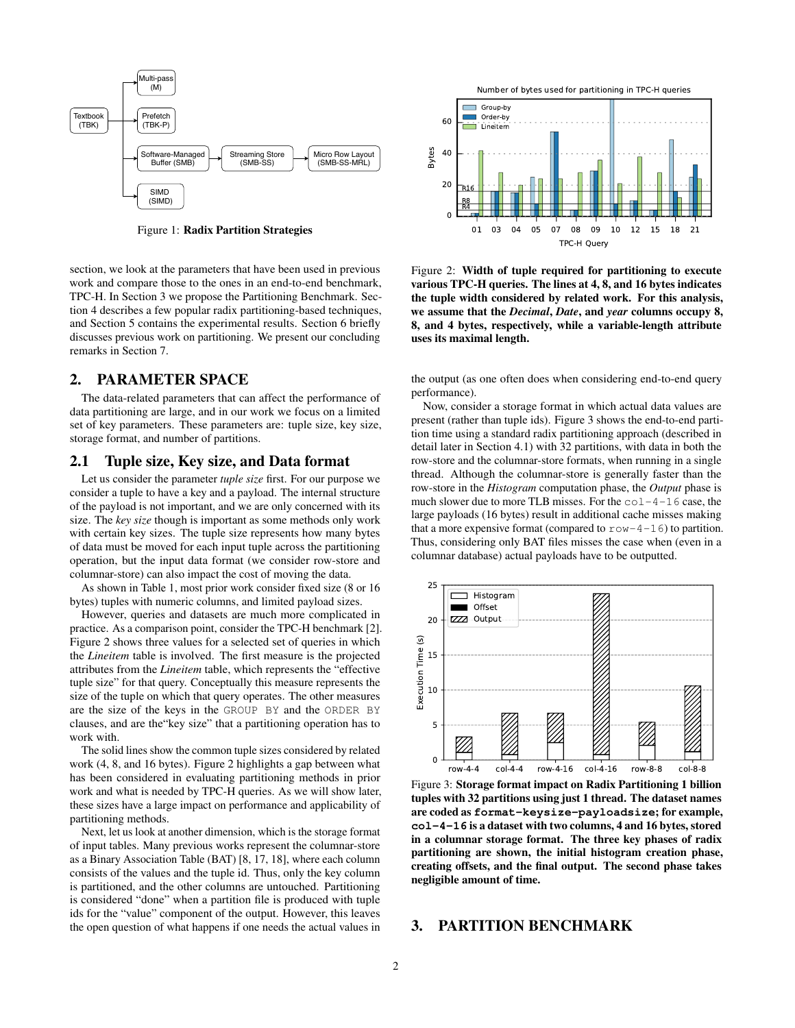Figure 1: **Radix Partition Strategies**

section, we look at the parameters that have been used in previous work and compare those to the ones in an end-to-end benchmark, TPC-H. In Section 3 we propose the Partitioning Benchmark. Section 4 describes a few popular radix partitioning-based techniques, and Section 5 contains the experimental results. Section 6 briefly discusses previous work on partitioning. We present our concluding remarks in Section 7.

## 2. PARAMETER SPACE

The data-related parameters that can affect the performance of data partitioning are large, and in our work we focus on a limited set of key parameters. These parameters are: tuple size, key size, storage format, and number of partitions.

### 2.1 Tuple size, Key size, and Data format

Let us consider the parameter *tuple size* first. For our purpose we consider a tuple to have a key and a payload. The internal structure of the payload is not important, and we are only concerned with its size. The *key size* though is important as some methods only work with certain key sizes. The tuple size represents how many bytes of data must be moved for each input tuple across the partitioning operation, but the input data format (we consider row-store and columnar-store) can also impact the cost of moving the data.

As shown in Table 1, most prior work consider fixed size (8 or 16 bytes) tuples with numeric columns, and limited payload sizes.

However, queries and datasets are much more complicated in practice. As a comparison point, consider the TPC-H benchmark [2]. Figure 2 shows three values for a selected set of queries in which the *Lineitem* table is involved. The first measure is the projected attributes from the *Lineitem* table, which represents the "effective tuple size" for that query. Conceptually this measure represents the size of the tuple on which that query operates. The other measures are the size of the keys in the GROUP BY and the ORDER BY clauses, and are the"key size" that a partitioning operation has to work with.

The solid lines show the common tuple sizes considered by related work (4, 8, and 16 bytes). Figure 2 highlights a gap between what has been considered in evaluating partitioning methods in prior work and what is needed by TPC-H queries. As we will show later, these sizes have a large impact on performance and applicability of partitioning methods.

Next, let us look at another dimension, which is the storage format of input tables. Many previous works represent the columnar-store as a Binary Association Table (BAT) [8, 17, 18], where each column consists of the values and the tuple id. Thus, only the key column is partitioned, and the other columns are untouched. Partitioning is considered "done" when a partition file is produced with tuple ids for the "value" component of the output. However, this leaves the open question of what happens if one needs the actual values in the output (as one often does when considering end-to-end query performance).

Figure 2: **Width of tuple required for partitioning to execute various TPC-H queries. The lines at 4, 8, and 16 bytes indicates the tuple width considered by related work. For this analysis, we assume that the *Decimal*, *Date*, and *year* columns occupy 8, 8, and 4 bytes, respectively, while a variable-length attribute uses its maximal length.**

Now, consider a storage format in which actual data values are present (rather than tuple ids). Figure 3 shows the end-to-end partition time using a standard radix partitioning approach (described in detail later in Section 4.1) with 32 partitions, with data in both the row-store and the columnar-store formats, when running in a single thread. Although the columnar-store is generally faster than the row-store in the *Histogram* computation phase, the *Output* phase is much slower due to more TLB misses. For the col-4-16 case, the large payloads (16 bytes) result in additional cache misses making that a more expensive format (compared to row-4-16) to partition. Thus, considering only BAT files misses the case when (even in a columnar database) actual payloads have to be outputted.

Figure 3: **Storage format impact on Radix Partitioning 1 billion tuples with 32 partitions using just 1 thread. The dataset names are coded as `format-keysize-payloadsize`; for example, `col-4-16` is a dataset with two columns, 4 and 16 bytes, stored in a columnar storage format. The three key phases of radix partitioning are shown, the initial histogram creation phase, creating offsets, and the final output. The second phase takes negligible amount of time.**

## 3. PARTITION BENCHMARK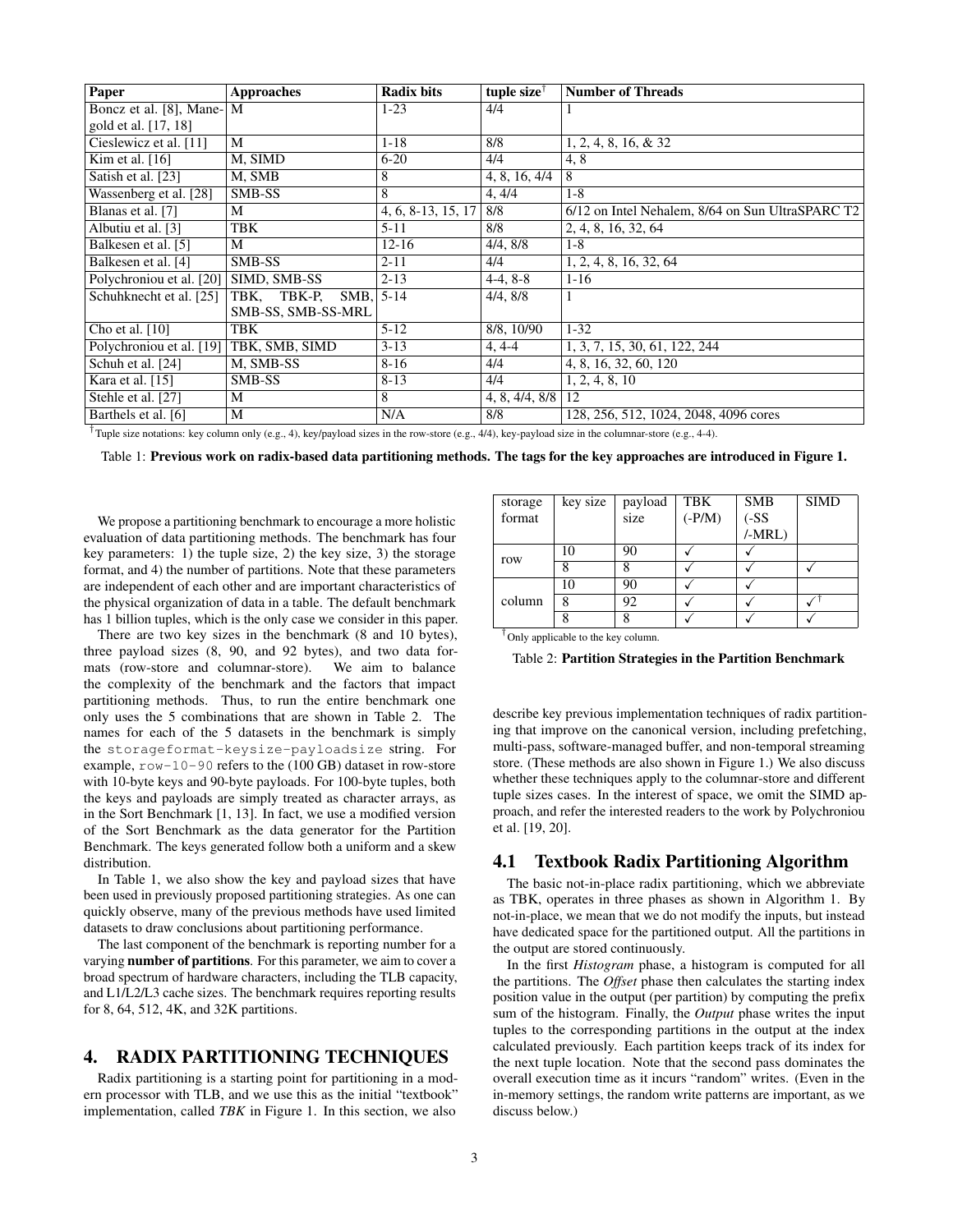| Paper | Approaches | Radix bits | tuple size† | Number of Threads |
|---|---|---|---|---|
| Boncz et al. [8], Manegold et al. [17, 18] | M | 1-23 | 4/4 | 1 |
| Cieslewicz et al. [11] | M | 1-18 | 8/8 | 1, 2, 4, 8, 16, & 32 |
| Kim et al. [16] | M, SIMD | 6-20 | 4/4 | 4, 8 |
| Satish et al. [23] | M, SMB | 8 | 4, 8, 16, 4/4 | 8 |
| Wassenberg et al. [28] | SMB-SS | 8 | 4, 4/4 | 1-8 |
| Blanas et al. [7] | M | 4, 6, 8-13, 15, 17 | 8/8 | 6/12 on Intel Nehalem, 8/64 on Sun UltraSPARC T2 |
| Albutiu et al. [3] | TBK | 5-11 | 8/8 | 2, 4, 8, 16, 32, 64 |
| Balkesen et al. [5] | M | 12-16 | 4/4, 8/8 | 1-8 |
| Balkesen et al. [4] | SMB-SS | 2-11 | 4/4 | 1, 2, 4, 8, 16, 32, 64 |
| Polychroniou et al. [20] | SIMD, SMB-SS | 2-13 | 4-4, 8-8 | 1-16 |
| Schuhknecht et al. [25] | TBK, TBK-P, SMB, SMB-SS, SMB-SS-MRL | 5-14 | 4/4, 8/8 | 1 |
| Cho et al. [10] | TBK | 5-12 | 8/8, 10/90 | 1-32 |
| Polychroniou et al. [19] | TBK, SMB, SIMD | 3-13 | 4, 4-4 | 1, 3, 7, 15, 30, 61, 122, 244 |
| Schuh et al. [24] | M, SMB-SS | 8-16 | 4/4 | 4, 8, 16, 32, 60, 120 |
| Kara et al. [15] | SMB-SS | 8-13 | 4/4 | 1, 2, 4, 8, 10 |
| Stehle et al. [27] | M | 8 | 4, 8, 4/4, 8/8 | 12 |
| Barthels et al. [6] | M | N/A | 8/8 | 128, 256, 512, 1024, 2048, 4096 cores |

†Tuple size notations: key column only (e.g., 4), key/payload sizes in the row-store (e.g., 4/4), key-payload size in the columnar-store (e.g., 4-4).

Table 1: **Previous work on radix-based data partitioning methods. The tags for the key approaches are introduced in Figure 1.**

We propose a partitioning benchmark to encourage a more holistic evaluation of data partitioning methods. The benchmark has four key parameters: 1) the tuple size, 2) the key size, 3) the storage format, and 4) the number of partitions. Note that these parameters are independent of each other and are important characteristics of the physical organization of data in a table. The default benchmark has 1 billion tuples, which is the only case we consider in this paper.

There are two key sizes in the benchmark (8 and 10 bytes), three payload sizes (8, 90, and 92 bytes), and two data formats (row-store and columnar-store). We aim to balance the complexity of the benchmark and the factors that impact partitioning methods. Thus, to run the entire benchmark one only uses the 5 combinations that are shown in Table 2. The names for each of the 5 datasets in the benchmark is simply the `storageformat-keysize-payloadsize` string. For example, `row-10-90` refers to the (100 GB) dataset in row-store with 10-byte keys and 90-byte payloads. For 100-byte tuples, both the keys and payloads are simply treated as character arrays, as in the Sort Benchmark [1, 13]. In fact, we use a modified version of the Sort Benchmark as the data generator for the Partition Benchmark. The keys generated follow both a uniform and a skew distribution.

In Table 1, we also show the key and payload sizes that have been used in previously proposed partitioning strategies. As one can quickly observe, many of the previous methods have used limited datasets to draw conclusions about partitioning performance.

The last component of the benchmark is reporting number for a varying **number of partitions**. For this parameter, we aim to cover a broad spectrum of hardware characters, including the TLB capacity, and L1/L2/L3 cache sizes. The benchmark requires reporting results for 8, 64, 512, 4K, and 32K partitions.

| storage format | key size | payload size | TBK (-P/M) | SMB (-SS /-MRL) | SIMD |
|---|---|---|---|---|---|
| row | 10 | 90 | ✓ | ✓ | |
| | 8 | 8 | ✓ | ✓ | ✓ |
| column | 10 | 90 | ✓ | ✓ | |
| | 8 | 92 | ✓ | ✓ | ✓† |
| | 8 | 8 | ✓ | ✓ | ✓ |

†Only applicable to the key column.

Table 2: **Partition Strategies in the Partition Benchmark**

# 4. RADIX PARTITIONING TECHNIQUES

Radix partitioning is a starting point for partitioning in a modern processor with TLB, and we use this as the initial "textbook" implementation, called *TBK* in Figure 1. In this section, we also describe key previous implementation techniques of radix partitioning that improve on the canonical version, including prefetching, multi-pass, software-managed buffer, and non-temporal streaming store. (These methods are also shown in Figure 1.) We also discuss whether these techniques apply to the columnar-store and different tuple sizes cases. In the interest of space, we omit the SIMD approach, and refer the interested readers to the work by Polychroniou et al. [19, 20].

## 4.1 Textbook Radix Partitioning Algorithm

The basic not-in-place radix partitioning, which we abbreviate as TBK, operates in three phases as shown in Algorithm 1. By not-in-place, we mean that we do not modify the inputs, but instead have dedicated space for the partitioned output. All the partitions in the output are stored continuously.

In the first *Histogram* phase, a histogram is computed for all the partitions. The *Offset* phase then calculates the starting index position value in the output (per partition) by computing the prefix sum of the histogram. Finally, the *Output* phase writes the input tuples to the corresponding partitions in the output at the index calculated previously. Each partition keeps track of its index for the next tuple location. Note that the second pass dominates the overall execution time as it incurs "random" writes. (Even in the in-memory settings, the random write patterns are important, as we discuss below.)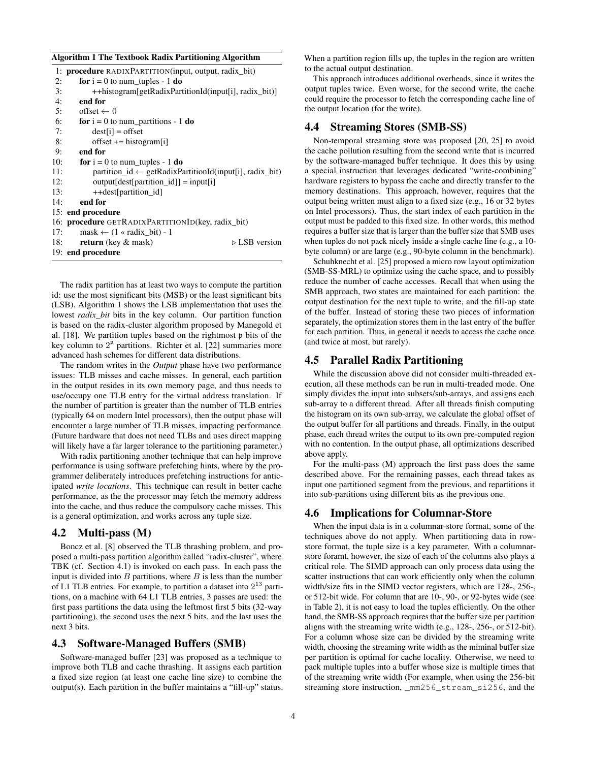**Algorithm 1 The Textbook Radix Partitioning Algorithm**

```
 1: procedure RADIXPARTITION(input, output, radix_bit)
 2:     for i = 0 to num_tuples - 1 do
 3:         ++histogram[getRadixPartitionId(input[i], radix_bit)]
 4:     end for
 5:     offset ← 0
 6:     for i = 0 to num_partitions - 1 do
 7:         dest[i] = offset
 8:         offset += histogram[i]
 9:     end for
10:     for i = 0 to num_tuples - 1 do
11:         partition_id ← getRadixPartitionId(input[i], radix_bit)
12:         output[dest[partition_id]] = input[i]
13:         ++dest[partition_id]
14:     end for
15: end procedure
16: procedure GETRADIXPARTITIONID(key, radix_bit)
17:     mask ← (1 « radix_bit) - 1
18:     return (key & mask)                          ▷ LSB version
19: end procedure
```

The radix partition has at least two ways to compute the partition id: use the most significant bits (MSB) or the least significant bits (LSB). Algorithm 1 shows the LSB implementation that uses the lowest *radix_bit* bits in the key column. Our partition function is based on the radix-cluster algorithm proposed by Manegold et al. [18]. We partition tuples based on the rightmost $\mathtt{p}$ bits of the key column to $2^{\mathtt{p}}$ partitions. Richter et al. [22] summaries more advanced hash schemes for different data distributions.

The random writes in the *Output* phase have two performance issues: TLB misses and cache misses. In general, each partition in the output resides in its own memory page, and thus needs to use/occupy one TLB entry for the virtual address translation. If the number of partition is greater than the number of TLB entries (typically 64 on modern Intel processors), then the output phase will encounter a large number of TLB misses, impacting performance. (Future hardware that does not need TLBs and uses direct mapping will likely have a far larger tolerance to the partitioning parameter.)

With radix partitioning another technique that can help improve performance is using software prefetching hints, where by the programmer deliberately introduces prefetching instructions for anticipated *write locations*. This technique can result in better cache performance, as the the processor may fetch the memory address into the cache, and thus reduce the compulsory cache misses. This is a general optimization, and works across any tuple size.

## 4.2 Multi-pass (M)

Boncz et al. [8] observed the TLB thrashing problem, and proposed a multi-pass partition algorithm called "radix-cluster", where TBK (cf. Section 4.1) is invoked on each pass. In each pass the input is divided into $B$ partitions, where $B$ is less than the number of L1 TLB entries. For example, to partition a dataset into $2^{13}$ partitions, on a machine with 64 L1 TLB entries, 3 passes are used: the first pass partitions the data using the leftmost first 5 bits (32-way partitioning), the second uses the next 5 bits, and the last uses the next 3 bits.

## 4.3 Software-Managed Buffers (SMB)

Software-managed buffer [23] was proposed as a technique to improve both TLB and cache thrashing. It assigns each partition a fixed size region (at least one cache line size) to combine the output(s). Each partition in the buffer maintains a "fill-up" status. When a partition region fills up, the tuples in the region are written to the actual output destination.

This approach introduces additional overheads, since it writes the output tuples twice. Even worse, for the second write, the cache could require the processor to fetch the corresponding cache line of the output location (for the write).

## 4.4 Streaming Stores (SMB-SS)

Non-temporal streaming store was proposed [20, 25] to avoid the cache pollution resulting from the second write that is incurred by the software-managed buffer technique. It does this by using a special instruction that leverages dedicated "write-combining" hardware registers to bypass the cache and directly transfer to the memory destinations. This approach, however, requires that the output being written must align to a fixed size (e.g., 16 or 32 bytes on Intel processors). Thus, the start index of each partition in the output must be padded to this fixed size. In other words, this method requires a buffer size that is larger than the buffer size that SMB uses when tuples do not pack nicely inside a single cache line (e.g., a 10-byte column) or are large (e.g., 90-byte column in the benchmark).

Schuhknecht et al. [25] proposed a micro row layout optimization (SMB-SS-MRL) to optimize using the cache space, and to possibly reduce the number of cache accesses. Recall that when using the SMB approach, two states are maintained for each partition: the output destination for the next tuple to write, and the fill-up state of the buffer. Instead of storing these two pieces of information separately, the optimization stores them in the last entry of the buffer for each partition. Thus, in general it needs to access the cache once (and twice at most, but rarely).

## 4.5 Parallel Radix Partitioning

While the discussion above did not consider multi-threaded execution, all these methods can be run in multi-treaded mode. One simply divides the input into subsets/sub-arrays, and assigns each sub-array to a different thread. After all threads finish computing the histogram on its own sub-array, we calculate the global offset of the output buffer for all partitions and threads. Finally, in the output phase, each thread writes the output to its own pre-computed region with no contention. In the output phase, all optimizations described above apply.

For the multi-pass (M) approach the first pass does the same described above. For the remaining passes, each thread takes as input one partitioned segment from the previous, and repartitions it into sub-partitions using different bits as the previous one.

## 4.6 Implications for Columnar-Store

When the input data is in a columnar-store format, some of the techniques above do not apply. When partitioning data in row-store format, the tuple size is a key parameter. With a columnar-store foramt, however, the size of each of the columns also plays a critical role. The SIMD approach can only process data using the scatter instructions that can work efficiently only when the column width/size fits in the SIMD vector registers, which are 128-, 256-, or 512-bit wide. For column that are 10-, 90-, or 92-bytes wide (see in Table 2), it is not easy to load the tuples efficiently. On the other hand, the SMB-SS approach requires that the buffer size per partition aligns with the streaming write width (e.g., 128-, 256-, or 512-bit). For a column whose size can be divided by the streaming write width, choosing the streaming write width as the miminal buffer size per partition is optimal for cache locality. Otherwise, we need to pack multiple tuples into a buffer whose size is multiple times that of the streaming write width (For example, when using the 256-bit streaming store instruction, `_mm256_stream_si256`, and the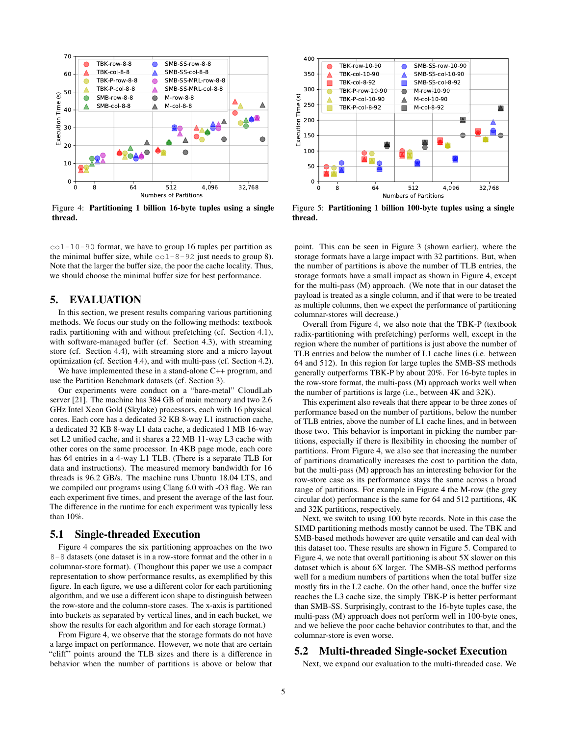Figure 4: **Partitioning 1 billion 16-byte tuples using a single thread.**

Figure 5: **Partitioning 1 billion 100-byte tuples using a single thread.**

`col-10-90` format, we have to group 16 tuples per partition as the minimal buffer size, while `col-8-92` just needs to group 8). Note that the larger the buffer size, the poor the cache locality. Thus, we should choose the minimal buffer size for best performance.

## 5. EVALUATION

In this section, we present results comparing various partitioning methods. We focus our study on the following methods: textbook radix partitioning with and without prefetching (cf. Section 4.1), with software-managed buffer (cf. Section 4.3), with streaming store (cf. Section 4.4), with streaming store and a micro layout optimization (cf. Section 4.4), and with multi-pass (cf. Section 4.2).

We have implemented these in a stand-alone C++ program, and use the Partition Benchmark datasets (cf. Section 3).

Our experiments were conduct on a "bare-metal" CloudLab server [21]. The machine has 384 GB of main memory and two 2.6 GHz Intel Xeon Gold (Skylake) processors, each with 16 physical cores. Each core has a dedicated 32 KB 8-way L1 instruction cache, a dedicated 32 KB 8-way L1 data cache, a dedicated 1 MB 16-way set L2 unified cache, and it shares a 22 MB 11-way L3 cache with other cores on the same processor. In 4KB page mode, each core has 64 entries in a 4-way L1 TLB. (There is a separate TLB for data and instructions). The measured memory bandwidth for 16 threads is 96.2 GB/s. The machine runs Ubuntu 18.04 LTS, and we compiled our programs using Clang 6.0 with -O3 flag. We ran each experiment five times, and present the average of the last four. The difference in the runtime for each experiment was typically less than 10%.

### 5.1 Single-threaded Execution

Figure 4 compares the six partitioning approaches on the two `8-8` datasets (one dataset is in a row-store format and the other in a columnar-store format). (Thoughout this paper we use a compact representation to show performance results, as exemplified by this figure. In each figure, we use a different color for each partitioning algorithm, and we use a different icon shape to distinguish between the row-store and the column-store cases. The x-axis is partitioned into buckets as separated by vertical lines, and in each bucket, we show the results for each algorithm and for each storage format.)

From Figure 4, we observe that the storage formats do not have a large impact on performance. However, we note that are certain "cliff" points around the TLB sizes and there is a difference in behavior when the number of partitions is above or below that point. This can be seen in Figure 3 (shown earlier), where the storage formats have a large impact with 32 partitions. But, when the number of partitions is above the number of TLB entries, the storage formats have a small impact as shown in Figure 4, except for the multi-pass (M) approach. (We note that in our dataset the payload is treated as a single column, and if that were to be treated as multiple columns, then we expect the performance of partitioning columnar-stores will decrease.)

Overall from Figure 4, we also note that the TBK-P (textbook radix-partitioning with prefetching) performs well, except in the region where the number of partitions is just above the number of TLB entries and below the number of L1 cache lines (i.e. between 64 and 512). In this region for large tuples the SMB-SS methods generally outperforms TBK-P by about 20%. For 16-byte tuples in the row-store format, the multi-pass (M) approach works well when the number of partitions is large (i.e., between 4K and 32K).

This experiment also reveals that there appear to be three zones of performance based on the number of partitions, below the number of TLB entries, above the number of L1 cache lines, and in between those two. This behavior is important in picking the number partitions, especially if there is flexibility in choosing the number of partitions. From Figure 4, we also see that increasing the number of partitions dramatically increases the cost to partition the data, but the multi-pass (M) approach has an interesting behavior for the row-store case as its performance stays the same across a broad range of partitions. For example in Figure 4 the M-row (the grey circular dot) performance is the same for 64 and 512 partitions, 4K and 32K partitions, respectively.

Next, we switch to using 100 byte records. Note in this case the SIMD partitioning methods mostly cannot be used. The TBK and SMB-based methods however are quite versatile and can deal with this dataset too. These results are shown in Figure 5. Compared to Figure 4, we note that overall partitioning is about 5X slower on this dataset which is about 6X larger. The SMB-SS method performs well for a medium numbers of partitions when the total buffer size mostly fits in the L2 cache. On the other hand, once the buffer size reaches the L3 cache size, the simply TBK-P is better performant than SMB-SS. Surprisingly, contrast to the 16-byte tuples case, the multi-pass (M) approach does not perform well in 100-byte ones, and we believe the poor cache behavior contributes to that, and the columnar-store is even worse.

### 5.2 Multi-threaded Single-socket Execution

Next, we expand our evaluation to the multi-threaded case. We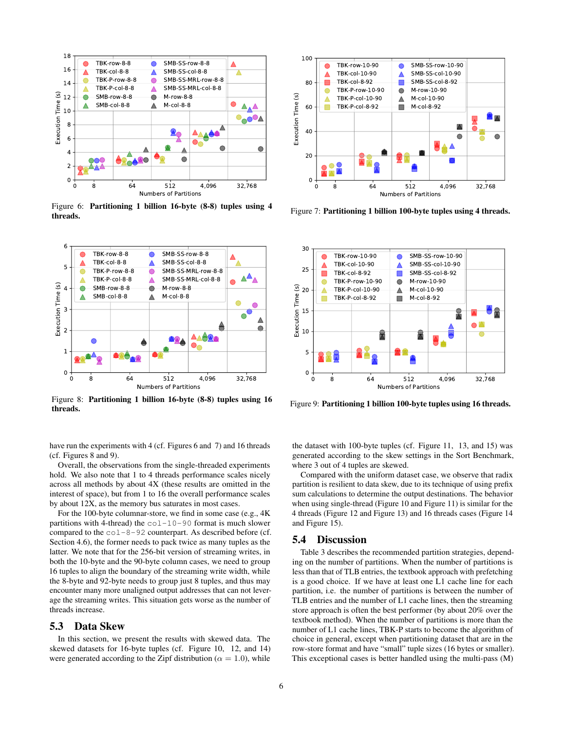Figure 6: **Partitioning 1 billion 16-byte (8-8) tuples using 4 threads.**

Figure 7: **Partitioning 1 billion 100-byte tuples using 4 threads.**

Figure 8: **Partitioning 1 billion 16-byte (8-8) tuples using 16 threads.**

Figure 9: **Partitioning 1 billion 100-byte tuples using 16 threads.**

have run the experiments with 4 (cf. Figures 6 and 7) and 16 threads (cf. Figures 8 and 9).

Overall, the observations from the single-threaded experiments hold. We also note that 1 to 4 threads performance scales nicely across all methods by about 4X (these results are omitted in the interest of space), but from 1 to 16 the overall performance scales by about 12X, as the memory bus saturates in most cases.

For the 100-byte columnar-store, we find in some case (e.g., 4K partitions with 4-thread) the `col-10-90` format is much slower compared to the `col-8-92` counterpart. As described before (cf. Section 4.6), the former needs to pack twice as many tuples as the latter. We note that for the 256-bit version of streaming writes, in both the 10-byte and the 90-byte column cases, we need to group 16 tuples to align the boundary of the streaming write width, while the 8-byte and 92-byte needs to group just 8 tuples, and thus may encounter many more unaligned output addresses that can not leverage the streaming writes. This situation gets worse as the number of threads increase.

## 5.3 Data Skew

In this section, we present the results with skewed data. The skewed datasets for 16-byte tuples (cf. Figure 10, 12, and 14) were generated according to the Zipf distribution ($\alpha = 1.0$), while the dataset with 100-byte tuples (cf. Figure 11, 13, and 15) was generated according to the skew settings in the Sort Benchmark, where 3 out of 4 tuples are skewed.

Compared with the uniform dataset case, we observe that radix partition is resilient to data skew, due to its technique of using prefix sum calculations to determine the output destinations. The behavior when using single-thread (Figure 10 and Figure 11) is similar for the 4 threads (Figure 12 and Figure 13) and 16 threads cases (Figure 14 and Figure 15).

## 5.4 Discussion

Table 3 describes the recommended partition strategies, depending on the number of partitions. When the number of partitions is less than that of TLB entries, the textbook approach with prefetching is a good choice. If we have at least one L1 cache line for each partition, i.e. the number of partitions is between the number of TLB entries and the number of L1 cache lines, then the streaming store approach is often the best performer (by about 20% over the textbook method). When the number of partitions is more than the number of L1 cache lines, TBK-P starts to become the algorithm of choice in general, except when partitioning dataset that are in the row-store format and have "small" tuple sizes (16 bytes or smaller). This exceptional cases is better handled using the multi-pass (M)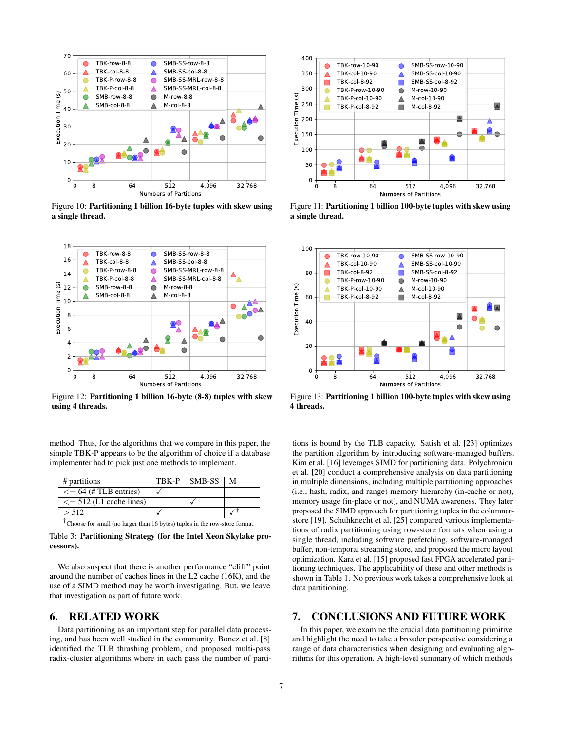Figure 10: **Partitioning 1 billion 16-byte tuples with skew using a single thread.**

Figure 11: **Partitioning 1 billion 100-byte tuples with skew using a single thread.**

Figure 12: **Partitioning 1 billion 16-byte (8-8) tuples with skew using 4 threads.**

Figure 13: **Partitioning 1 billion 100-byte tuples with skew using 4 threads.**

method. Thus, for the algorithms that we compare in this paper, the simple TBK-P appears to be the algorithm of choice if a database implementer had to pick just one methods to implement.

| # partitions | TBK-P | SMB-SS | M |
|---|---|---|---|
| <= 64 (# TLB entries) | ✓ | | |
| <= 512 (L1 cache lines) | | ✓ | |
| > 512 | ✓ | | ✓[†] |

[†]Choose for small (no larger than 16 bytes) tuples in the row-store format.

Table 3: **Partitioning Strategy (for the Intel Xeon Skylake processors).**

We also suspect that there is another performance "cliff" point around the number of caches lines in the L2 cache (16K), and the use of a SIMD method may be worth investigating. But, we leave that investigation as part of future work.

## 6. RELATED WORK

Data partitioning as an important step for parallel data processing, and has been well studied in the community. Boncz et al. [8] identified the TLB thrashing problem, and proposed multi-pass radix-cluster algorithms where in each pass the number of partitions is bound by the TLB capacity. Satish et al. [23] optimizes the partition algorithm by introducing software-managed buffers. Kim et al. [16] leverages SIMD for partitioning data. Polychroniou et al. [20] conduct a comprehensive analysis on data partitioning in multiple dimensions, including multiple partitioning approaches (i.e., hash, radix, and range) memory hierarchy (in-cache or not), memory usage (in-place or not), and NUMA awareness. They later proposed the SIMD approach for partitioning tuples in the columnar-store [19]. Schuhknecht et al. [25] compared various implementations of radix partitioning using row-store formats when using a single thread, including software prefetching, software-managed buffer, non-temporal streaming store, and proposed the micro layout optimization. Kara et al. [15] proposed fast FPGA accelerated partitioning techniques. The applicability of these and other methods is shown in Table 1. No previous work takes a comprehensive look at data partitioning.

## 7. CONCLUSIONS AND FUTURE WORK

In this paper, we examine the crucial data partitioning primitive and highlight the need to take a broader perspective considering a range of data characteristics when designing and evaluating algorithms for this operation. A high-level summary of which methods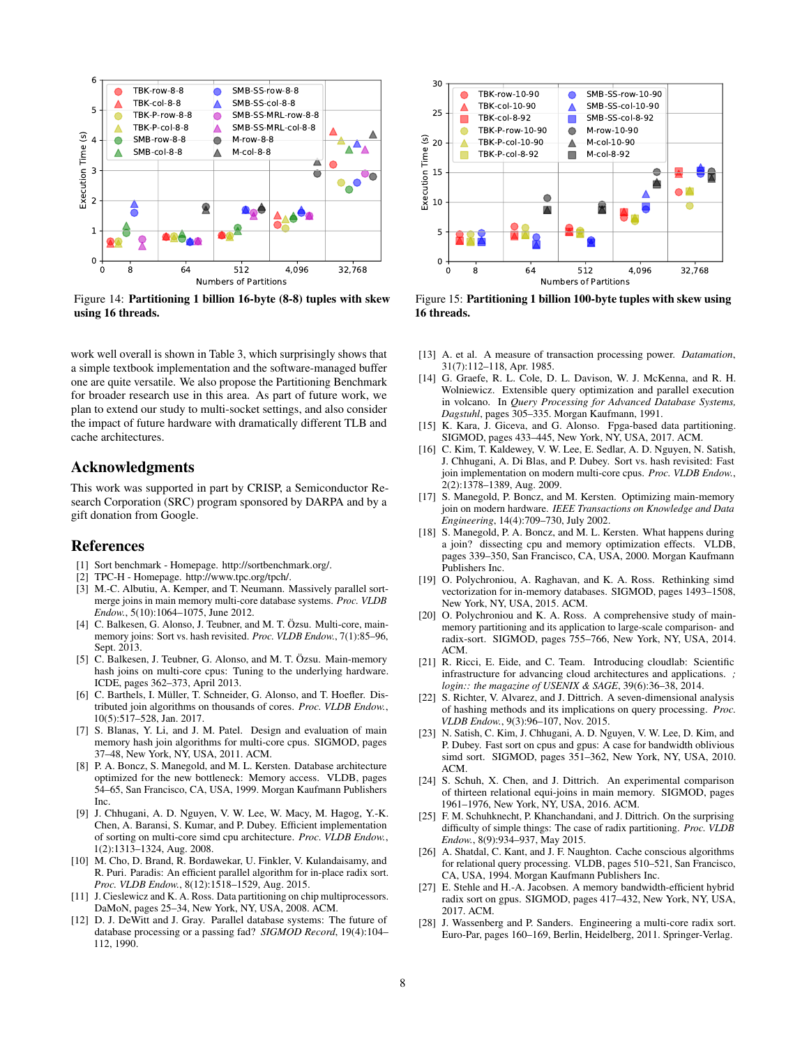6
5
4
3
2
1
0

Execution Time (s)

0 8 64 512 4,096 32,768

Numbers of Partitions

TBK-row-8-8
TBK-col-8-8
TBK-P-row-8-8
TBK-P-col-8-8
SMB-row-8-8
SMB-col-8-8
SMB-SS-row-8-8
SMB-SS-col-8-8
SMB-SS-MRL-row-8-8
SMB-SS-MRL-col-8-8
M-row-8-8
M-col-8-8

Figure 14: **Partitioning 1 billion 16-byte (8-8) tuples with skew using 16 threads.**

30
25
20
15
10
5
0

Execution Time (s)

0 8 64 512 4,096 32,768

Numbers of Partitions

TBK-row-10-90
TBK-col-10-90
TBK-col-8-92
TBK-P-row-10-90
TBK-P-col-10-90
TBK-P-col-8-92
SMB-SS-row-10-90
SMB-SS-col-10-90
SMB-SS-col-8-92
M-row-10-90
M-col-10-90
M-col-8-92

Figure 15: **Partitioning 1 billion 100-byte tuples with skew using 16 threads.**

work well overall is shown in Table 3, which surprisingly shows that a simple textbook implementation and the software-managed buffer one are quite versatile. We also propose the Partitioning Benchmark for broader research use in this area. As part of future work, we plan to extend our study to multi-socket settings, and also consider the impact of future hardware with dramatically different TLB and cache architectures.

## Acknowledgments

This work was supported in part by CRISP, a Semiconductor Research Corporation (SRC) program sponsored by DARPA and by a gift donation from Google.

## References

[1] Sort benchmark - Homepage. http://sortbenchmark.org/.
[2] TPC-H - Homepage. http://www.tpc.org/tpch/.
[3] M.-C. Albutiu, A. Kemper, and T. Neumann. Massively parallel sort-merge joins in main memory multi-core database systems. *Proc. VLDB Endow.*, 5(10):1064–1075, June 2012.
[4] C. Balkesen, G. Alonso, J. Teubner, and M. T. Özsu. Multi-core, main-memory joins: Sort vs. hash revisited. *Proc. VLDB Endow.*, 7(1):85–96, Sept. 2013.
[5] C. Balkesen, J. Teubner, G. Alonso, and M. T. Özsu. Main-memory hash joins on multi-core cpus: Tuning to the underlying hardware. ICDE, pages 362–373, April 2013.
[6] C. Barthels, I. Müller, T. Schneider, G. Alonso, and T. Hoefler. Distributed join algorithms on thousands of cores. *Proc. VLDB Endow.*, 10(5):517–528, Jan. 2017.
[7] S. Blanas, Y. Li, and J. M. Patel. Design and evaluation of main memory hash join algorithms for multi-core cpus. SIGMOD, pages 37–48, New York, NY, USA, 2011. ACM.
[8] P. A. Boncz, S. Manegold, and M. L. Kersten. Database architecture optimized for the new bottleneck: Memory access. VLDB, pages 54–65, San Francisco, CA, USA, 1999. Morgan Kaufmann Publishers Inc.
[9] J. Chhugani, A. D. Nguyen, V. W. Lee, W. Macy, M. Hagog, Y.-K. Chen, A. Baransi, S. Kumar, and P. Dubey. Efficient implementation of sorting on multi-core simd cpu architecture. *Proc. VLDB Endow.*, 1(2):1313–1324, Aug. 2008.
[10] M. Cho, D. Brand, R. Bordawekar, U. Finkler, V. Kulandaisamy, and R. Puri. Paradis: An efficient parallel algorithm for in-place radix sort. *Proc. VLDB Endow.*, 8(12):1518–1529, Aug. 2015.
[11] J. Cieslewicz and K. A. Ross. Data partitioning on chip multiprocessors. DaMoN, pages 25–34, New York, NY, USA, 2008. ACM.
[12] D. J. DeWitt and J. Gray. Parallel database systems: The future of database processing or a passing fad? *SIGMOD Record*, 19(4):104–112, 1990.
[13] A. et al. A measure of transaction processing power. *Datamation*, 31(7):112–118, Apr. 1985.
[14] G. Graefe, R. L. Cole, D. L. Davison, W. J. McKenna, and R. H. Wolniewicz. Extensible query optimization and parallel execution in volcano. In *Query Processing for Advanced Database Systems, Dagstuhl*, pages 305–335. Morgan Kaufmann, 1991.
[15] K. Kara, J. Giceva, and G. Alonso. Fpga-based data partitioning. SIGMOD, pages 433–445, New York, NY, USA, 2017. ACM.
[16] C. Kim, T. Kaldewey, V. W. Lee, E. Sedlar, A. D. Nguyen, N. Satish, J. Chhugani, A. Di Blas, and P. Dubey. Sort vs. hash revisited: Fast join implementation on modern multi-core cpus. *Proc. VLDB Endow.*, 2(2):1378–1389, Aug. 2009.
[17] S. Manegold, P. Boncz, and M. Kersten. Optimizing main-memory join on modern hardware. *IEEE Transactions on Knowledge and Data Engineering*, 14(4):709–730, July 2002.
[18] S. Manegold, P. A. Boncz, and M. L. Kersten. What happens during a join? dissecting cpu and memory optimization effects. VLDB, pages 339–350, San Francisco, CA, USA, 2000. Morgan Kaufmann Publishers Inc.
[19] O. Polychroniou, A. Raghavan, and K. A. Ross. Rethinking simd vectorization for in-memory databases. SIGMOD, pages 1493–1508, New York, NY, USA, 2015. ACM.
[20] O. Polychroniou and K. A. Ross. A comprehensive study of main-memory partitioning and its application to large-scale comparison- and radix-sort. SIGMOD, pages 755–766, New York, NY, USA, 2014. ACM.
[21] R. Ricci, E. Eide, and C. Team. Introducing cloudlab: Scientific infrastructure for advancing cloud architectures and applications. *; login:: the magazine of USENIX & SAGE*, 39(6):36–38, 2014.
[22] S. Richter, V. Alvarez, and J. Dittrich. A seven-dimensional analysis of hashing methods and its implications on query processing. *Proc. VLDB Endow.*, 9(3):96–107, Nov. 2015.
[23] N. Satish, C. Kim, J. Chhugani, A. D. Nguyen, V. W. Lee, D. Kim, and P. Dubey. Fast sort on cpus and gpus: A case for bandwidth oblivious simd sort. SIGMOD, pages 351–362, New York, NY, USA, 2010. ACM.
[24] S. Schuh, X. Chen, and J. Dittrich. An experimental comparison of thirteen relational equi-joins in main memory. SIGMOD, pages 1961–1976, New York, NY, USA, 2016. ACM.
[25] F. M. Schuhknecht, P. Khanchandani, and J. Dittrich. On the surprising difficulty of simple things: The case of radix partitioning. *Proc. VLDB Endow.*, 8(9):934–937, May 2015.
[26] A. Shatdal, C. Kant, and J. F. Naughton. Cache conscious algorithms for relational query processing. VLDB, pages 510–521, San Francisco, CA, USA, 1994. Morgan Kaufmann Publishers Inc.
[27] E. Stehle and H.-A. Jacobsen. A memory bandwidth-efficient hybrid radix sort on gpus. SIGMOD, pages 417–432, New York, NY, USA, 2017. ACM.
[28] J. Wassenberg and P. Sanders. Engineering a multi-core radix sort. Euro-Par, pages 160–169, Berlin, Heidelberg, 2011. Springer-Verlag.